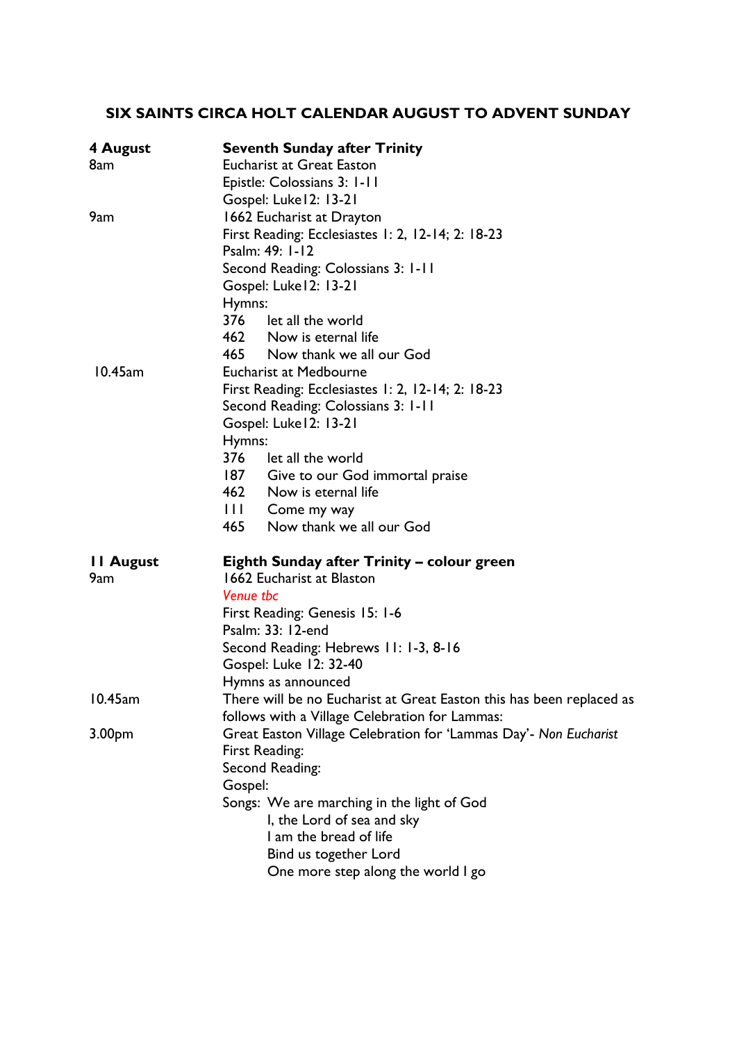# SIX SAINTS CIRCA HOLT CALENDAR AUGUST TO ADVENT SUNDAY

**4 August** — **Seventh Sunday after Trinity**

8am
Eucharist at Great Easton
Epistle: Colossians 3: 1-11
Gospel: Luke12: 13-21

9am
1662 Eucharist at Drayton
First Reading: Ecclesiastes 1: 2, 12-14; 2: 18-23
Psalm: 49: 1-12
Second Reading: Colossians 3: 1-11
Gospel: Luke12: 13-21
Hymns:
376 let all the world
462 Now is eternal life
465 Now thank we all our God

10.45am
Eucharist at Medbourne
First Reading: Ecclesiastes 1: 2, 12-14; 2: 18-23
Second Reading: Colossians 3: 1-11
Gospel: Luke12: 13-21
Hymns:
376 let all the world
187 Give to our God immortal praise
462 Now is eternal life
111 Come my way
465 Now thank we all our God

**11 August** — **Eighth Sunday after Trinity – colour green**

9am
1662 Eucharist at Blaston
*Venue tbc*
First Reading: Genesis 15: 1-6
Psalm: 33: 12-end
Second Reading: Hebrews 11: 1-3, 8-16
Gospel: Luke 12: 32-40
Hymns as announced

10.45am
There will be no Eucharist at Great Easton this has been replaced as follows with a Village Celebration for Lammas:

3.00pm
Great Easton Village Celebration for 'Lammas Day'- *Non Eucharist*
First Reading:
Second Reading:
Gospel:
Songs: We are marching in the light of God
I, the Lord of sea and sky
I am the bread of life
Bind us together Lord
One more step along the world I go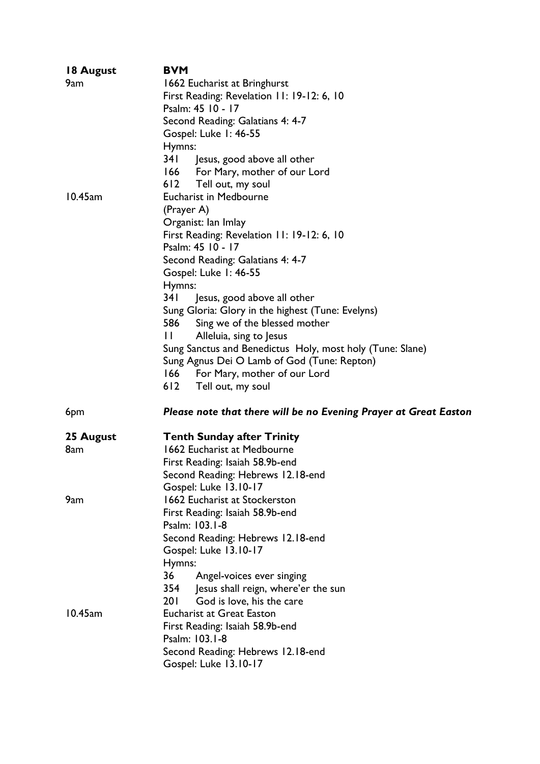**18 August** **BVM**

9am
1662 Eucharist at Bringhurst
First Reading: Revelation 11: 19-12: 6, 10
Psalm: 45 10 - 17
Second Reading: Galatians 4: 4-7
Gospel: Luke 1: 46-55
Hymns:
341 Jesus, good above all other
166 For Mary, mother of our Lord
612 Tell out, my soul

10.45am
Eucharist in Medbourne
(Prayer A)
Organist: Ian Imlay
First Reading: Revelation 11: 19-12: 6, 10
Psalm: 45 10 - 17
Second Reading: Galatians 4: 4-7
Gospel: Luke 1: 46-55
Hymns:
341 Jesus, good above all other
Sung Gloria: Glory in the highest (Tune: Evelyns)
586 Sing we of the blessed mother
11 Alleluia, sing to Jesus
Sung Sanctus and Benedictus Holy, most holy (Tune: Slane)
Sung Agnus Dei O Lamb of God (Tune: Repton)
166 For Mary, mother of our Lord
612 Tell out, my soul

6pm
***Please note that there will be no Evening Prayer at Great Easton***

**25 August** **Tenth Sunday after Trinity**

8am
1662 Eucharist at Medbourne
First Reading: Isaiah 58.9b-end
Second Reading: Hebrews 12.18-end
Gospel: Luke 13.10-17

9am
1662 Eucharist at Stockerston
First Reading: Isaiah 58.9b-end
Psalm: 103.1-8
Second Reading: Hebrews 12.18-end
Gospel: Luke 13.10-17
Hymns:
36 Angel-voices ever singing
354 Jesus shall reign, where'er the sun
201 God is love, his the care

10.45am
Eucharist at Great Easton
First Reading: Isaiah 58.9b-end
Psalm: 103.1-8
Second Reading: Hebrews 12.18-end
Gospel: Luke 13.10-17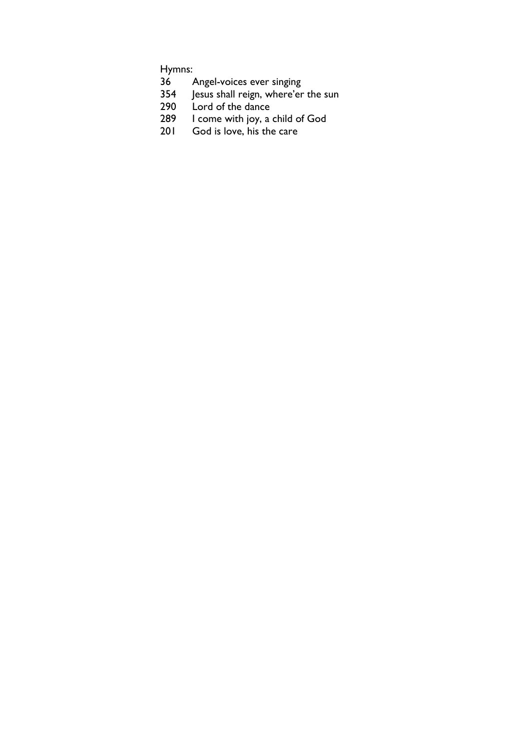Hymns:

| | |
|---|---|
| 36 | Angel-voices ever singing |
| 354 | Jesus shall reign, where'er the sun |
| 290 | Lord of the dance |
| 289 | I come with joy, a child of God |
| 201 | God is love, his the care |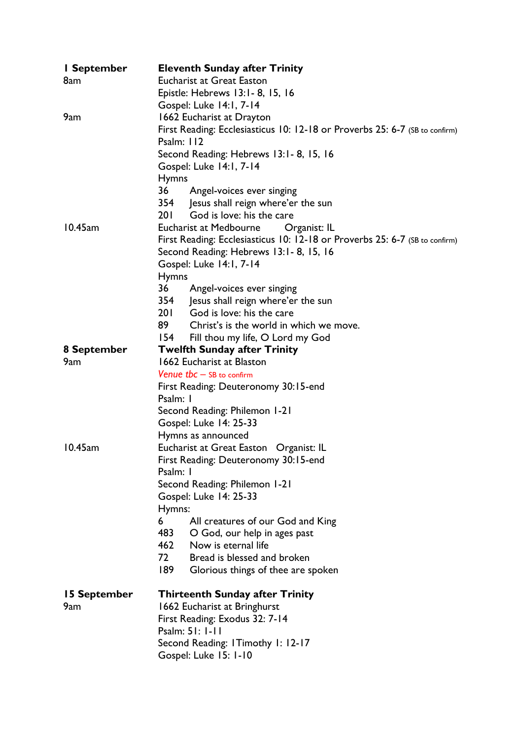**1 September** — **Eleventh Sunday after Trinity**

8am
Eucharist at Great Easton
Epistle: Hebrews 13:1- 8, 15, 16
Gospel: Luke 14:1, 7-14

9am
1662 Eucharist at Drayton
First Reading: Ecclesiasticus 10: 12-18 or Proverbs 25: 6-7 (SB to confirm)
Psalm: 112
Second Reading: Hebrews 13:1- 8, 15, 16
Gospel: Luke 14:1, 7-14
Hymns
36 Angel-voices ever singing
354 Jesus shall reign where'er the sun
201 God is love: his the care

10.45am
Eucharist at Medbourne Organist: IL
First Reading: Ecclesiasticus 10: 12-18 or Proverbs 25: 6-7 (SB to confirm)
Second Reading: Hebrews 13:1- 8, 15, 16
Gospel: Luke 14:1, 7-14
Hymns
36 Angel-voices ever singing
354 Jesus shall reign where'er the sun
201 God is love: his the care
89 Christ's is the world in which we move.
154 Fill thou my life, O Lord my God

**8 September** — **Twelfth Sunday after Trinity**

9am
1662 Eucharist at Blaston
*Venue tbc* – SB to confirm
First Reading: Deuteronomy 30:15-end
Psalm: 1
Second Reading: Philemon 1-21
Gospel: Luke 14: 25-33
Hymns as announced

10.45am
Eucharist at Great Easton Organist: IL
First Reading: Deuteronomy 30:15-end
Psalm: 1
Second Reading: Philemon 1-21
Gospel: Luke 14: 25-33
Hymns:
6 All creatures of our God and King
483 O God, our help in ages past
462 Now is eternal life
72 Bread is blessed and broken
189 Glorious things of thee are spoken

**15 September** — **Thirteenth Sunday after Trinity**

9am
1662 Eucharist at Bringhurst
First Reading: Exodus 32: 7-14
Psalm: 51: 1-11
Second Reading: 1Timothy 1: 12-17
Gospel: Luke 15: 1-10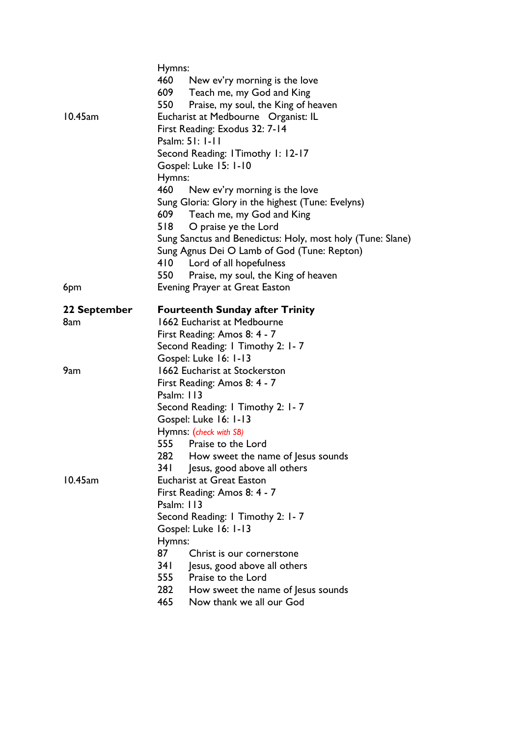Hymns:
460 New ev'ry morning is the love
609 Teach me, my God and King
550 Praise, my soul, the King of heaven

10.45am Eucharist at Medbourne Organist: IL
First Reading: Exodus 32: 7-14
Psalm: 51: 1-11
Second Reading: 1Timothy 1: 12-17
Gospel: Luke 15: 1-10
Hymns:
460 New ev'ry morning is the love
Sung Gloria: Glory in the highest (Tune: Evelyns)
609 Teach me, my God and King
518 O praise ye the Lord
Sung Sanctus and Benedictus: Holy, most holy (Tune: Slane)
Sung Agnus Dei O Lamb of God (Tune: Repton)
410 Lord of all hopefulness
550 Praise, my soul, the King of heaven

6pm Evening Prayer at Great Easton

**22 September** **Fourteenth Sunday after Trinity**

8am 1662 Eucharist at Medbourne
First Reading: Amos 8: 4 - 7
Second Reading: I Timothy 2: 1- 7
Gospel: Luke 16: 1-13

9am 1662 Eucharist at Stockerston
First Reading: Amos 8: 4 - 7
Psalm: 113
Second Reading: I Timothy 2: 1- 7
Gospel: Luke 16: 1-13
Hymns: (*check with SB)*
555 Praise to the Lord
282 How sweet the name of Jesus sounds
341 Jesus, good above all others

10.45am Eucharist at Great Easton
First Reading: Amos 8: 4 - 7
Psalm: 113
Second Reading: I Timothy 2: 1- 7
Gospel: Luke 16: 1-13
Hymns:
87 Christ is our cornerstone
341 Jesus, good above all others
555 Praise to the Lord
282 How sweet the name of Jesus sounds
465 Now thank we all our God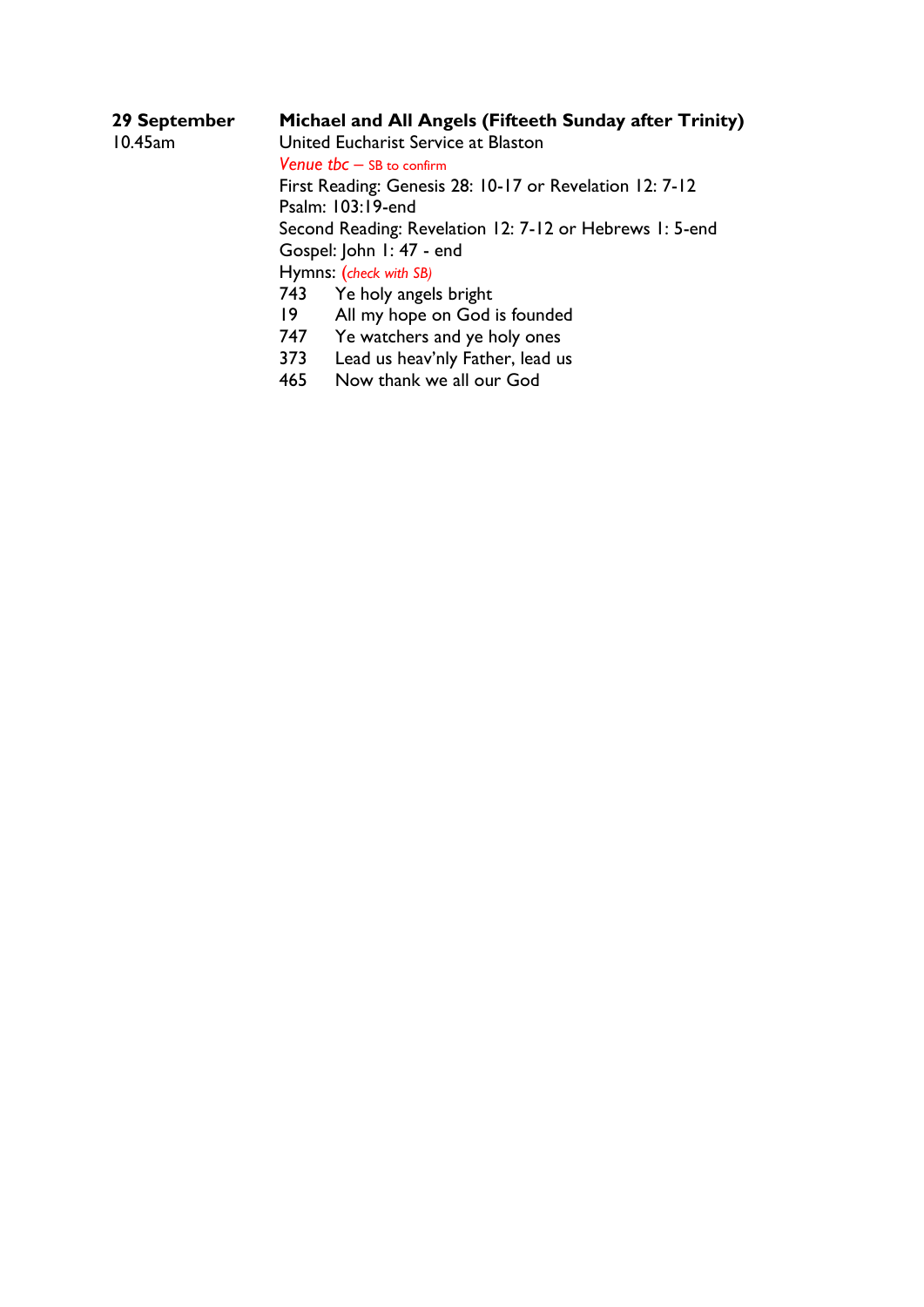**29 September** **Michael and All Angels (Fifteeth Sunday after Trinity)**

10.45am United Eucharist Service at Blaston

*Venue tbc* – SB to confirm

First Reading: Genesis 28: 10-17 or Revelation 12: 7-12

Psalm: 103:19-end

Second Reading: Revelation 12: 7-12 or Hebrews 1: 5-end

Gospel: John 1: 47 - end

Hymns: (*check with SB)*

743 Ye holy angels bright

19 All my hope on God is founded

747 Ye watchers and ye holy ones

373 Lead us heav'nly Father, lead us

465 Now thank we all our God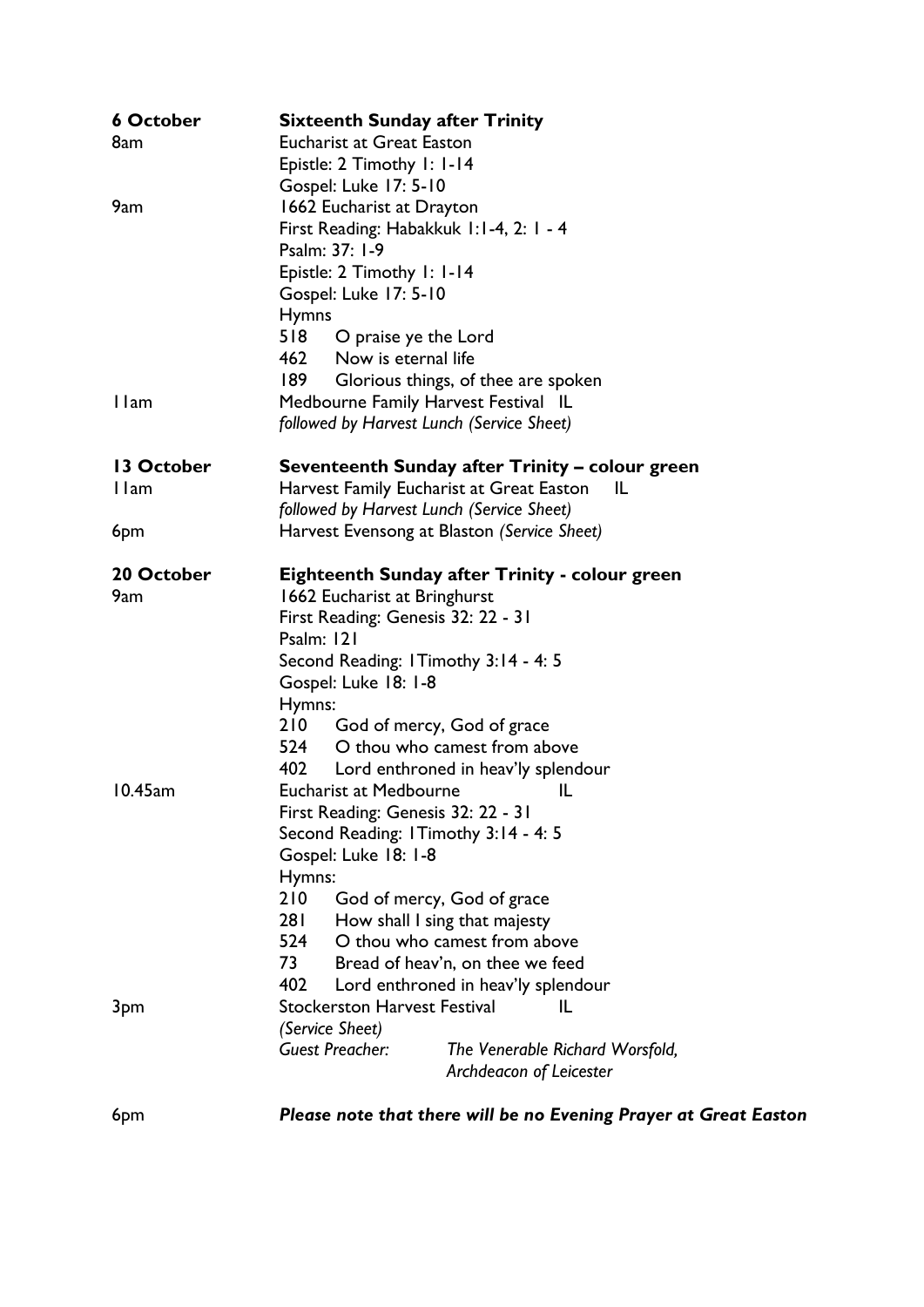**6 October** — **Sixteenth Sunday after Trinity**

8am
Eucharist at Great Easton
Epistle: 2 Timothy 1: 1-14
Gospel: Luke 17: 5-10

9am
1662 Eucharist at Drayton
First Reading: Habakkuk 1:1-4, 2: 1 - 4
Psalm: 37: 1-9
Epistle: 2 Timothy 1: 1-14
Gospel: Luke 17: 5-10
Hymns
518 O praise ye the Lord
462 Now is eternal life
189 Glorious things, of thee are spoken

11am
Medbourne Family Harvest Festival IL
*followed by Harvest Lunch (Service Sheet)*

**13 October** — **Seventeenth Sunday after Trinity – colour green**

11am
Harvest Family Eucharist at Great Easton IL
*followed by Harvest Lunch (Service Sheet)*

6pm
Harvest Evensong at Blaston *(Service Sheet)*

**20 October** — **Eighteenth Sunday after Trinity - colour green**

9am
1662 Eucharist at Bringhurst
First Reading: Genesis 32: 22 - 31
Psalm: 121
Second Reading: 1Timothy 3:14 - 4: 5
Gospel: Luke 18: 1-8
Hymns:
210 God of mercy, God of grace
524 O thou who camest from above
402 Lord enthroned in heav'ly splendour

10.45am
Eucharist at Medbourne IL
First Reading: Genesis 32: 22 - 31
Second Reading: 1Timothy 3:14 - 4: 5
Gospel: Luke 18: 1-8
Hymns:
210 God of mercy, God of grace
281 How shall I sing that majesty
524 O thou who camest from above
73 Bread of heav'n, on thee we feed
402 Lord enthroned in heav'ly splendour

3pm
Stockerston Harvest Festival IL
*(Service Sheet)*
*Guest Preacher: The Venerable Richard Worsfold, Archdeacon of Leicester*

6pm
***Please note that there will be no Evening Prayer at Great Easton***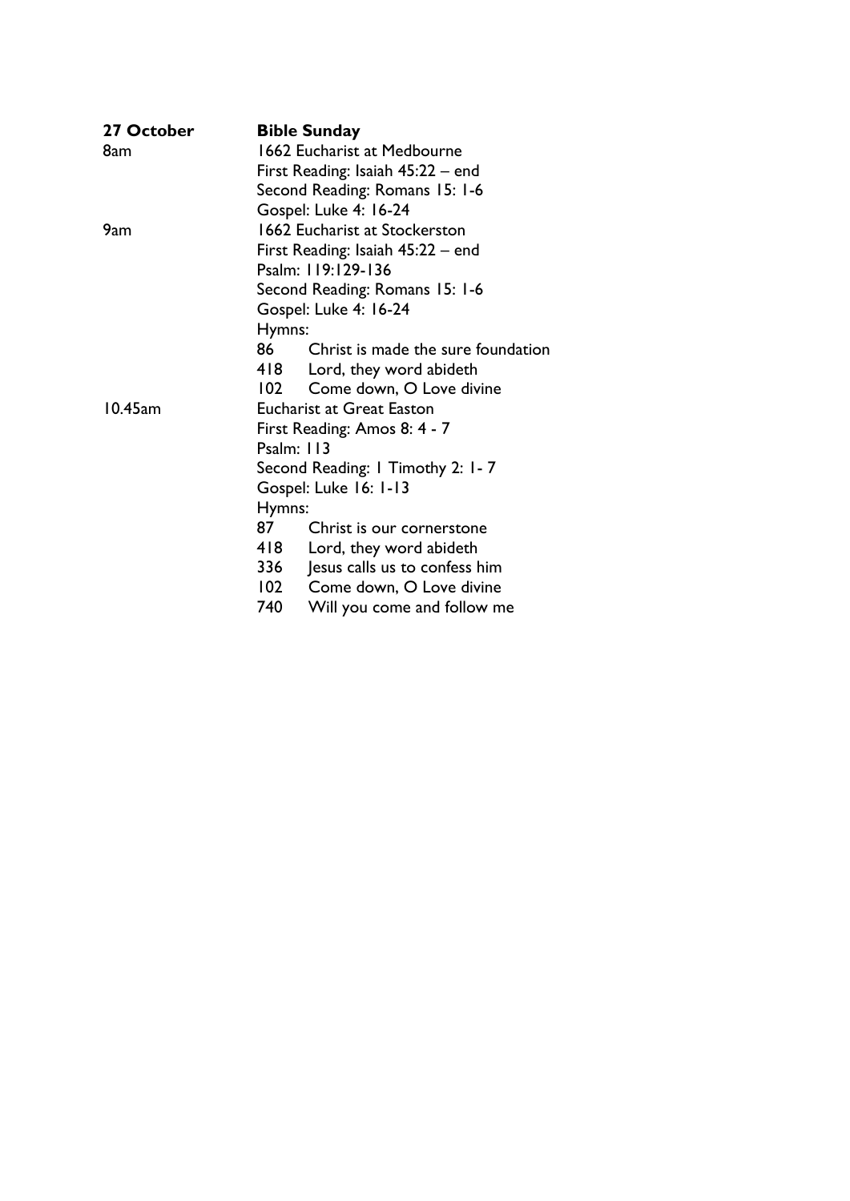**27 October** **Bible Sunday**

8am
1662 Eucharist at Medbourne
First Reading: Isaiah 45:22 – end
Second Reading: Romans 15: 1-6
Gospel: Luke 4: 16-24

9am
1662 Eucharist at Stockerston
First Reading: Isaiah 45:22 – end
Psalm: 119:129-136
Second Reading: Romans 15: 1-6
Gospel: Luke 4: 16-24
Hymns:
86 Christ is made the sure foundation
418 Lord, they word abideth
102 Come down, O Love divine

10.45am
Eucharist at Great Easton
First Reading: Amos 8: 4 - 7
Psalm: 113
Second Reading: 1 Timothy 2: 1- 7
Gospel: Luke 16: 1-13
Hymns:
87 Christ is our cornerstone
418 Lord, they word abideth
336 Jesus calls us to confess him
102 Come down, O Love divine
740 Will you come and follow me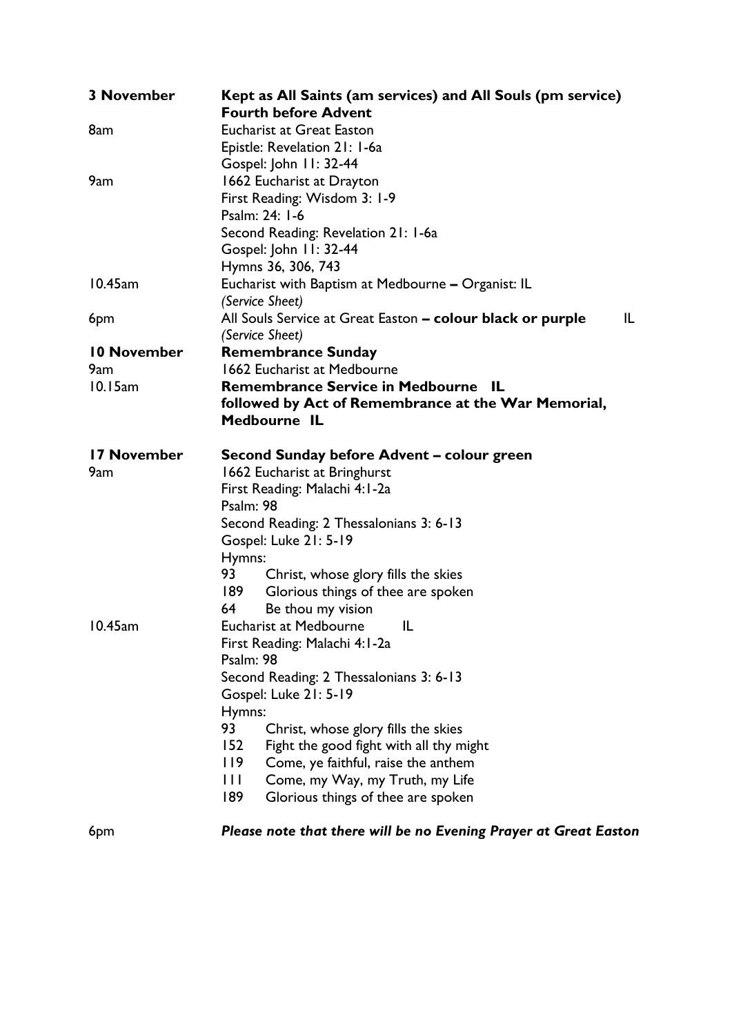**3 November** — **Kept as All Saints (am services) and All Souls (pm service)**
**Fourth before Advent**

8am
Eucharist at Great Easton
Epistle: Revelation 21: 1-6a
Gospel: John 11: 32-44

9am
1662 Eucharist at Drayton
First Reading: Wisdom 3: 1-9
Psalm: 24: 1-6
Second Reading: Revelation 21: 1-6a
Gospel: John 11: 32-44
Hymns 36, 306, 743

10.45am
Eucharist with Baptism at Medbourne **–** Organist: IL
*(Service Sheet)*

6pm
All Souls Service at Great Easton **– colour black or purple** IL
*(Service Sheet)*

**10 November** — **Remembrance Sunday**

9am
1662 Eucharist at Medbourne

10.15am
**Remembrance Service in Medbourne IL**
**followed by Act of Remembrance at the War Memorial, Medbourne IL**

**17 November** — **Second Sunday before Advent – colour green**

9am
1662 Eucharist at Bringhurst
First Reading: Malachi 4:1-2a
Psalm: 98
Second Reading: 2 Thessalonians 3: 6-13
Gospel: Luke 21: 5-19
Hymns:
93 Christ, whose glory fills the skies
189 Glorious things of thee are spoken
64 Be thou my vision

10.45am
Eucharist at Medbourne IL
First Reading: Malachi 4:1-2a
Psalm: 98
Second Reading: 2 Thessalonians 3: 6-13
Gospel: Luke 21: 5-19
Hymns:
93 Christ, whose glory fills the skies
152 Fight the good fight with all thy might
119 Come, ye faithful, raise the anthem
111 Come, my Way, my Truth, my Life
189 Glorious things of thee are spoken

6pm
***Please note that there will be no Evening Prayer at Great Easton***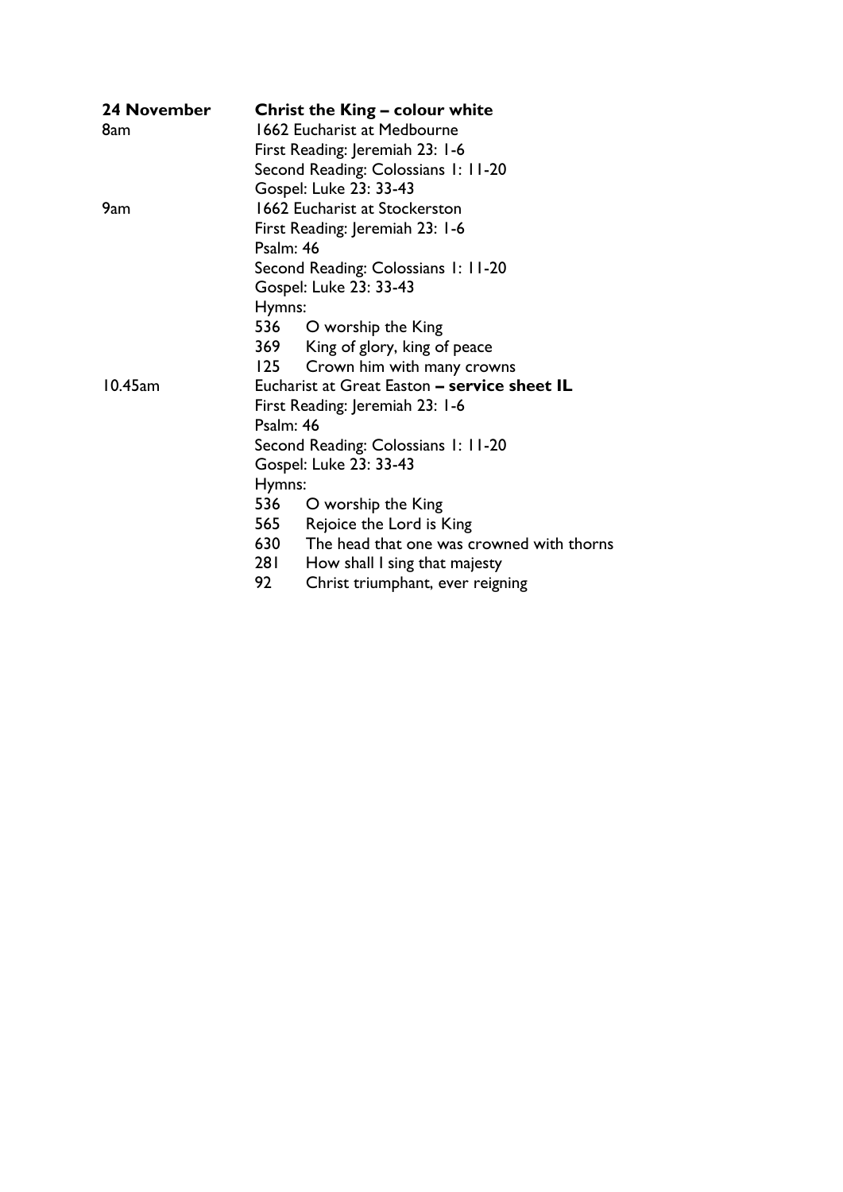**24 November** **Christ the King – colour white**

8am
1662 Eucharist at Medbourne
First Reading: Jeremiah 23: 1-6
Second Reading: Colossians 1: 11-20
Gospel: Luke 23: 33-43

9am
1662 Eucharist at Stockerston
First Reading: Jeremiah 23: 1-6
Psalm: 46
Second Reading: Colossians 1: 11-20
Gospel: Luke 23: 33-43
Hymns:
536 O worship the King
369 King of glory, king of peace
125 Crown him with many crowns

10.45am
Eucharist at Great Easton **– service sheet IL**
First Reading: Jeremiah 23: 1-6
Psalm: 46
Second Reading: Colossians 1: 11-20
Gospel: Luke 23: 33-43
Hymns:
536 O worship the King
565 Rejoice the Lord is King
630 The head that one was crowned with thorns
281 How shall I sing that majesty
92 Christ triumphant, ever reigning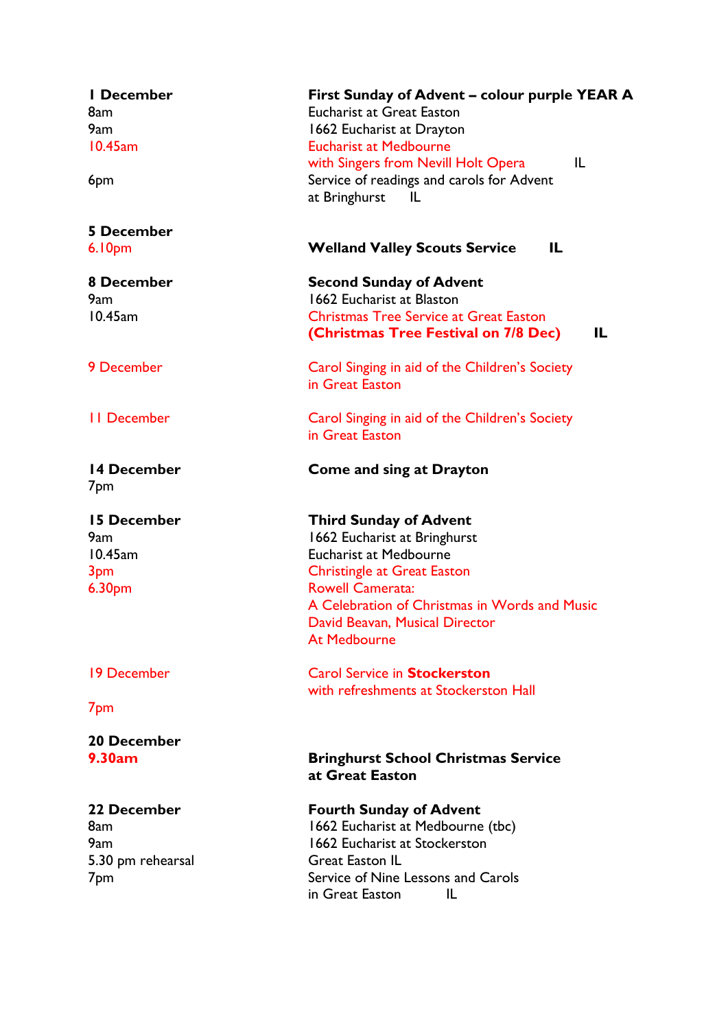| | |
|---|---|
| **1 December** | **First Sunday of Advent – colour purple YEAR A** |
| 8am | Eucharist at Great Easton |
| 9am | 1662 Eucharist at Drayton |
| 10.45am | Eucharist at Medbourne |
| | with Singers from Nevill Holt Opera IL |
| 6pm | Service of readings and carols for Advent at Bringhurst IL |
| **5 December** | |
| 6.10pm | **Welland Valley Scouts Service IL** |
| **8 December** | **Second Sunday of Advent** |
| 9am | 1662 Eucharist at Blaston |
| 10.45am | Christmas Tree Service at Great Easton |
| | **(Christmas Tree Festival on 7/8 Dec) IL** |
| 9 December | Carol Singing in aid of the Children's Society in Great Easton |
| 11 December | Carol Singing in aid of the Children's Society in Great Easton |
| **14 December** | **Come and sing at Drayton** |
| 7pm | |
| **15 December** | **Third Sunday of Advent** |
| 9am | 1662 Eucharist at Bringhurst |
| 10.45am | Eucharist at Medbourne |
| 3pm | Christingle at Great Easton |
| 6.30pm | Rowell Camerata: A Celebration of Christmas in Words and Music David Beavan, Musical Director At Medbourne |
| 19 December | Carol Service in **Stockerston** with refreshments at Stockerston Hall |
| 7pm | |
| **20 December** | |
| **9.30am** | **Bringhurst School Christmas Service at Great Easton** |
| **22 December** | **Fourth Sunday of Advent** |
| 8am | 1662 Eucharist at Medbourne (tbc) |
| 9am | 1662 Eucharist at Stockerston |
| 5.30 pm rehearsal | Great Easton IL |
| 7pm | Service of Nine Lessons and Carols in Great Easton IL |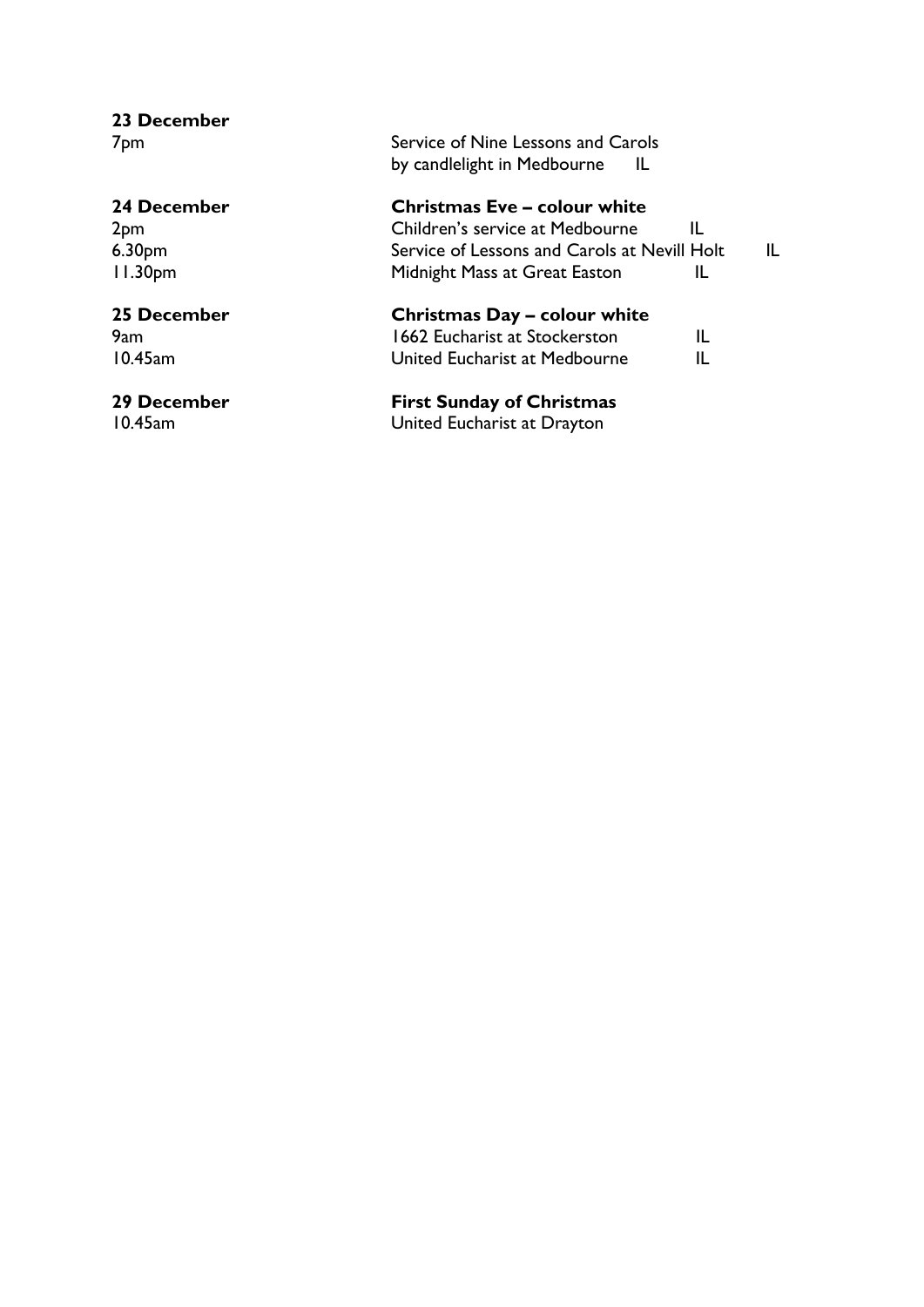**23 December**

7pm — Service of Nine Lessons and Carols by candlelight in Medbourne IL

**24 December** — **Christmas Eve – colour white**

2pm — Children's service at Medbourne IL

6.30pm — Service of Lessons and Carols at Nevill Holt IL

11.30pm — Midnight Mass at Great Easton IL

**25 December** — **Christmas Day – colour white**

9am — 1662 Eucharist at Stockerston IL

10.45am — United Eucharist at Medbourne IL

**29 December** — **First Sunday of Christmas**

10.45am — United Eucharist at Drayton